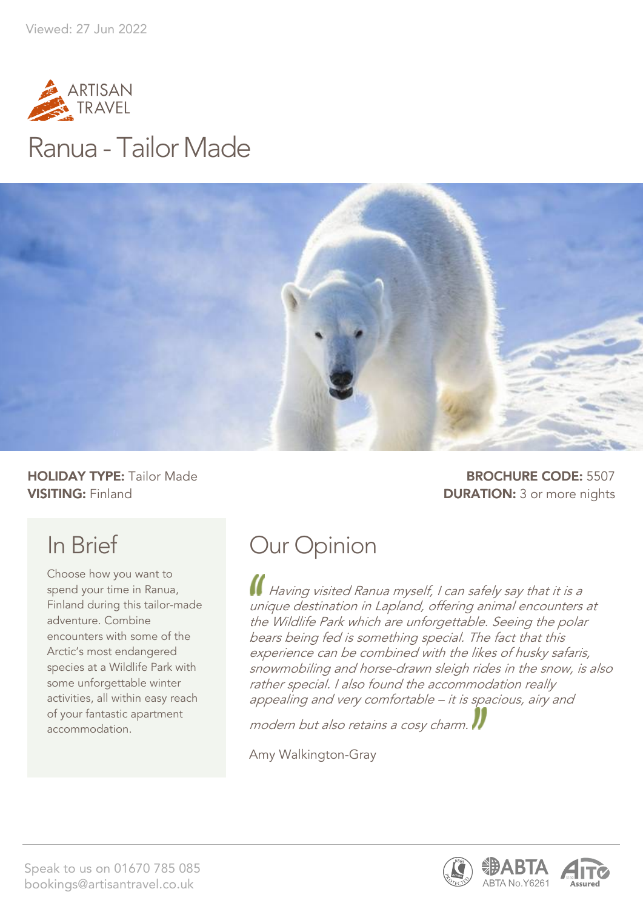Viewed: 27 Jun 2022

ARTISAN TRAVEL

# Ranua - Tailor Made

**HOLIDAY TYPE:** Tailor Made
**VISITING:** Finland

**BROCHURE CODE:** 5507
**DURATION:** 3 or more nights

## In Brief

Choose how you want to spend your time in Ranua, Finland during this tailor-made adventure. Combine encounters with some of the Arctic's most endangered species at a Wildlife Park with some unforgettable winter activities, all within easy reach of your fantastic apartment accommodation.

## Our Opinion

*Having visited Ranua myself, I can safely say that it is a unique destination in Lapland, offering animal encounters at the Wildlife Park which are unforgettable. Seeing the polar bears being fed is something special. The fact that this experience can be combined with the likes of husky safaris, snowmobiling and horse-drawn sleigh rides in the snow, is also rather special. I also found the accommodation really appealing and very comfortable – it is spacious, airy and modern but also retains a cosy charm.*

Amy Walkington-Gray

Speak to us on 01670 785 085
bookings@artisantravel.co.uk

ABTA No.Y6261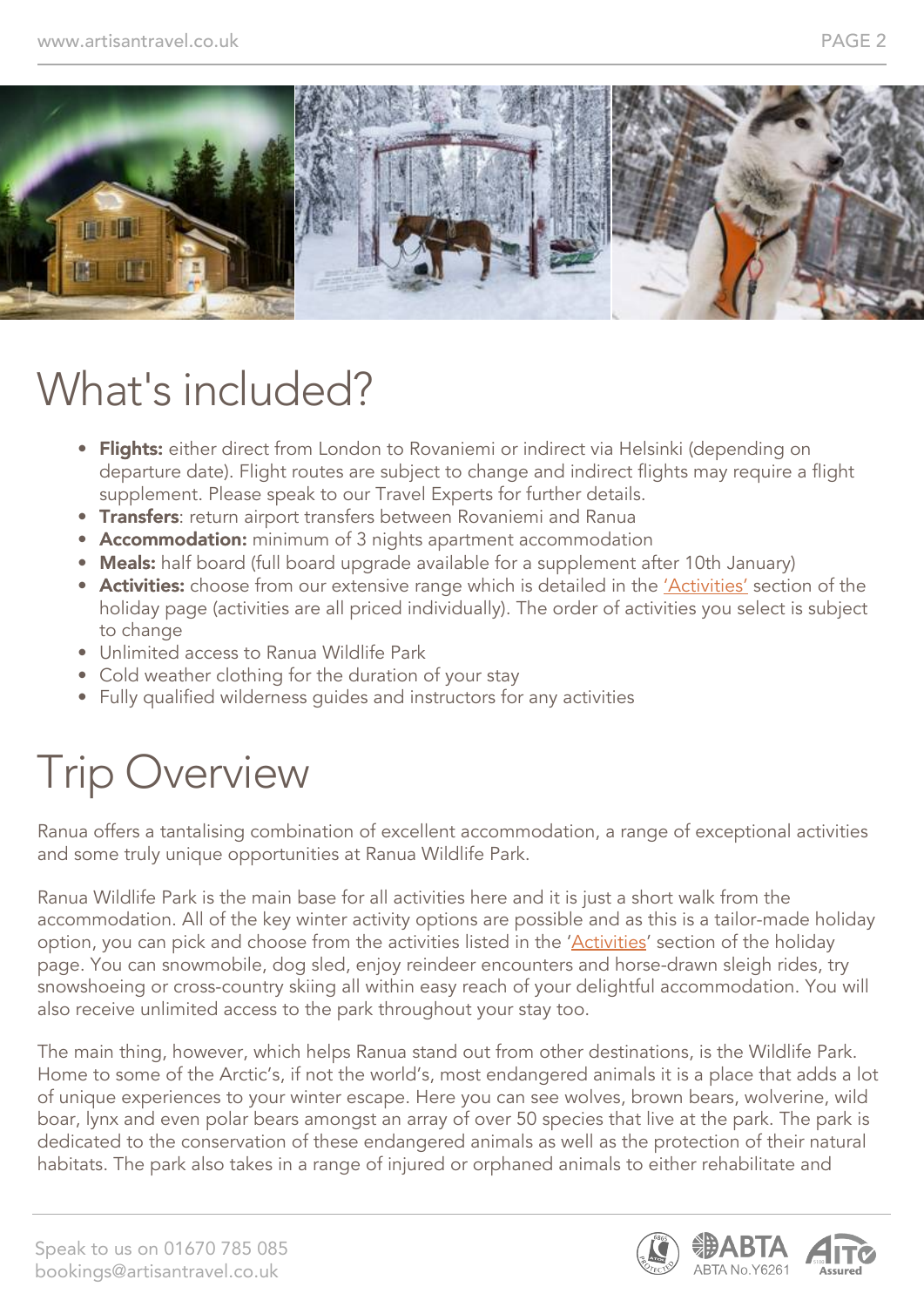# What's included?

- **Flights:** either direct from London to Rovaniemi or indirect via Helsinki (depending on departure date). Flight routes are subject to change and indirect flights may require a flight supplement. Please speak to our Travel Experts for further details.
- **Transfers**: return airport transfers between Rovaniemi and Ranua
- **Accommodation:** minimum of 3 nights apartment accommodation
- **Meals:** half board (full board upgrade available for a supplement after 10th January)
- **Activities:** choose from our extensive range which is detailed in the 'Activities' section of the holiday page (activities are all priced individually). The order of activities you select is subject to change
- Unlimited access to Ranua Wildlife Park
- Cold weather clothing for the duration of your stay
- Fully qualified wilderness guides and instructors for any activities

# Trip Overview

Ranua offers a tantalising combination of excellent accommodation, a range of exceptional activities and some truly unique opportunities at Ranua Wildlife Park.

Ranua Wildlife Park is the main base for all activities here and it is just a short walk from the accommodation. All of the key winter activity options are possible and as this is a tailor-made holiday option, you can pick and choose from the activities listed in the 'Activities' section of the holiday page. You can snowmobile, dog sled, enjoy reindeer encounters and horse-drawn sleigh rides, try snowshoeing or cross-country skiing all within easy reach of your delightful accommodation. You will also receive unlimited access to the park throughout your stay too.

The main thing, however, which helps Ranua stand out from other destinations, is the Wildlife Park. Home to some of the Arctic's, if not the world's, most endangered animals it is a place that adds a lot of unique experiences to your winter escape. Here you can see wolves, brown bears, wolverine, wild boar, lynx and even polar bears amongst an array of over 50 species that live at the park. The park is dedicated to the conservation of these endangered animals as well as the protection of their natural habitats. The park also takes in a range of injured or orphaned animals to either rehabilitate and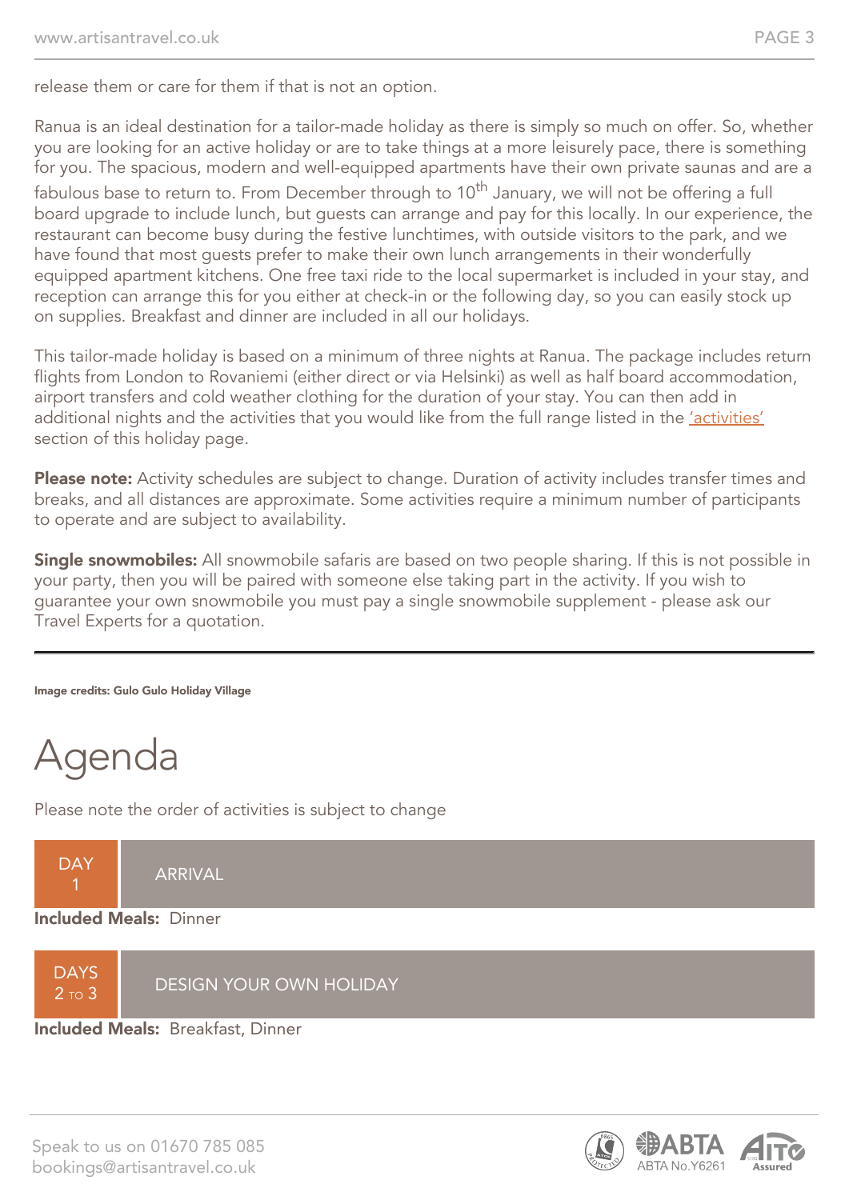release them or care for them if that is not an option.

Ranua is an ideal destination for a tailor-made holiday as there is simply so much on offer. So, whether you are looking for an active holiday or are to take things at a more leisurely pace, there is something for you. The spacious, modern and well-equipped apartments have their own private saunas and are a fabulous base to return to. From December through to 10th January, we will not be offering a full board upgrade to include lunch, but guests can arrange and pay for this locally. In our experience, the restaurant can become busy during the festive lunchtimes, with outside visitors to the park, and we have found that most guests prefer to make their own lunch arrangements in their wonderfully equipped apartment kitchens. One free taxi ride to the local supermarket is included in your stay, and reception can arrange this for you either at check-in or the following day, so you can easily stock up on supplies. Breakfast and dinner are included in all our holidays.

This tailor-made holiday is based on a minimum of three nights at Ranua. The package includes return flights from London to Rovaniemi (either direct or via Helsinki) as well as half board accommodation, airport transfers and cold weather clothing for the duration of your stay. You can then add in additional nights and the activities that you would like from the full range listed in the 'activities' section of this holiday page.

**Please note:** Activity schedules are subject to change. Duration of activity includes transfer times and breaks, and all distances are approximate. Some activities require a minimum number of participants to operate and are subject to availability.

**Single snowmobiles:** All snowmobile safaris are based on two people sharing. If this is not possible in your party, then you will be paired with someone else taking part in the activity. If you wish to guarantee your own snowmobile you must pay a single snowmobile supplement - please ask our Travel Experts for a quotation.

---

**Image credits: Gulo Gulo Holiday Village**

# Agenda

Please note the order of activities is subject to change

## DAY 1 — ARRIVAL

**Included Meals:** Dinner

## DAYS 2 TO 3 — DESIGN YOUR OWN HOLIDAY

**Included Meals:** Breakfast, Dinner

Speak to us on 01670 785 085
bookings@artisantravel.co.uk

ABTA No.Y6261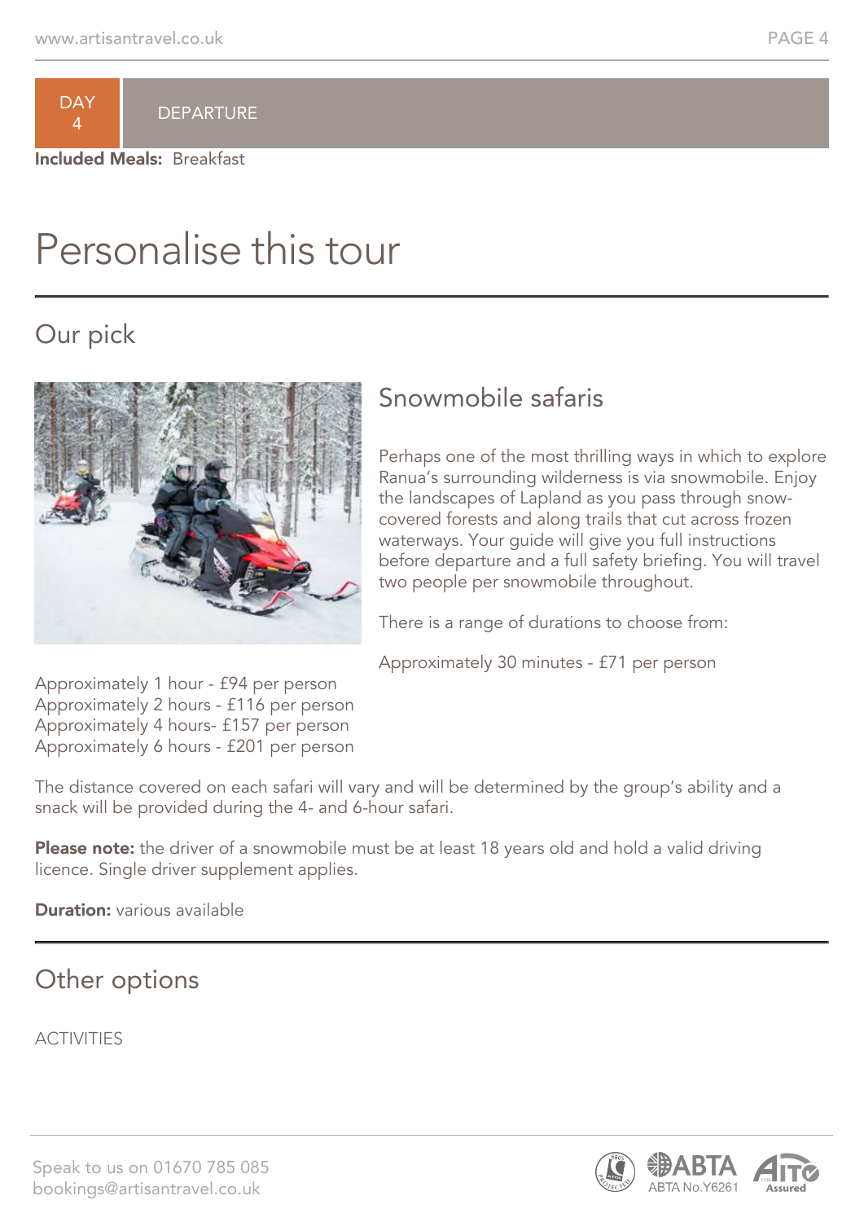DAY 4

DEPARTURE

**Included Meals:** Breakfast

# Personalise this tour

## Our pick

### Snowmobile safaris

Perhaps one of the most thrilling ways in which to explore Ranua's surrounding wilderness is via snowmobile. Enjoy the landscapes of Lapland as you pass through snow-covered forests and along trails that cut across frozen waterways. Your guide will give you full instructions before departure and a full safety briefing. You will travel two people per snowmobile throughout.

There is a range of durations to choose from:

Approximately 30 minutes - £71 per person
Approximately 1 hour - £94 per person
Approximately 2 hours - £116 per person
Approximately 4 hours- £157 per person
Approximately 6 hours - £201 per person

The distance covered on each safari will vary and will be determined by the group's ability and a snack will be provided during the 4- and 6-hour safari.

**Please note:** the driver of a snowmobile must be at least 18 years old and hold a valid driving licence. Single driver supplement applies.

**Duration:** various available

## Other options

ACTIVITIES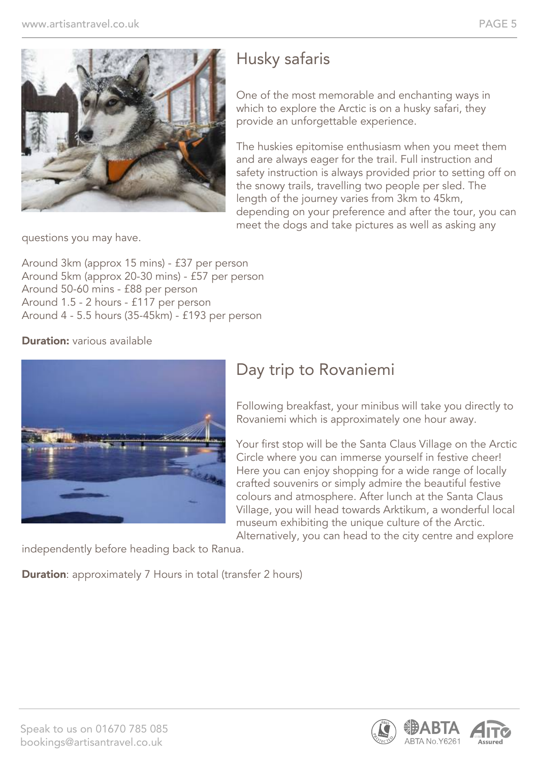## Husky safaris

One of the most memorable and enchanting ways in which to explore the Arctic is on a husky safari, they provide an unforgettable experience.

The huskies epitomise enthusiasm when you meet them and are always eager for the trail. Full instruction and safety instruction is always provided prior to setting off on the snowy trails, travelling two people per sled. The length of the journey varies from 3km to 45km, depending on your preference and after the tour, you can meet the dogs and take pictures as well as asking any questions you may have.

Around 3km (approx 15 mins) - £37 per person
Around 5km (approx 20-30 mins) - £57 per person
Around 50-60 mins - £88 per person
Around 1.5 - 2 hours - £117 per person
Around 4 - 5.5 hours (35-45km) - £193 per person

**Duration:** various available

## Day trip to Rovaniemi

Following breakfast, your minibus will take you directly to Rovaniemi which is approximately one hour away.

Your first stop will be the Santa Claus Village on the Arctic Circle where you can immerse yourself in festive cheer! Here you can enjoy shopping for a wide range of locally crafted souvenirs or simply admire the beautiful festive colours and atmosphere. After lunch at the Santa Claus Village, you will head towards Arktikum, a wonderful local museum exhibiting the unique culture of the Arctic. Alternatively, you can head to the city centre and explore independently before heading back to Ranua.

**Duration**: approximately 7 Hours in total (transfer 2 hours)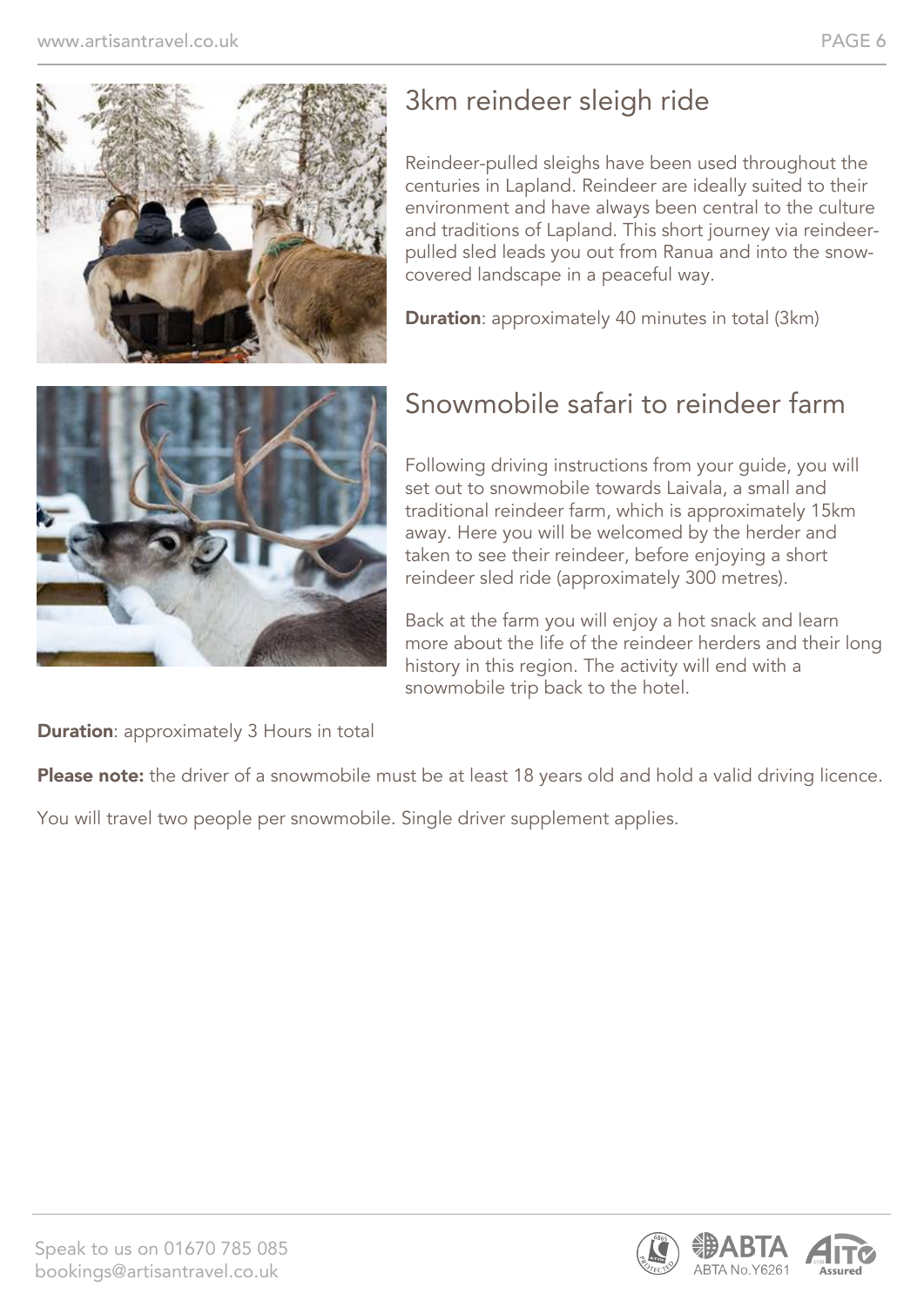## 3km reindeer sleigh ride

Reindeer-pulled sleighs have been used throughout the centuries in Lapland. Reindeer are ideally suited to their environment and have always been central to the culture and traditions of Lapland. This short journey via reindeer-pulled sled leads you out from Ranua and into the snow-covered landscape in a peaceful way.

**Duration**: approximately 40 minutes in total (3km)

## Snowmobile safari to reindeer farm

Following driving instructions from your guide, you will set out to snowmobile towards Laivala, a small and traditional reindeer farm, which is approximately 15km away. Here you will be welcomed by the herder and taken to see their reindeer, before enjoying a short reindeer sled ride (approximately 300 metres).

Back at the farm you will enjoy a hot snack and learn more about the life of the reindeer herders and their long history in this region. The activity will end with a snowmobile trip back to the hotel.

**Duration**: approximately 3 Hours in total

**Please note:** the driver of a snowmobile must be at least 18 years old and hold a valid driving licence.

You will travel two people per snowmobile. Single driver supplement applies.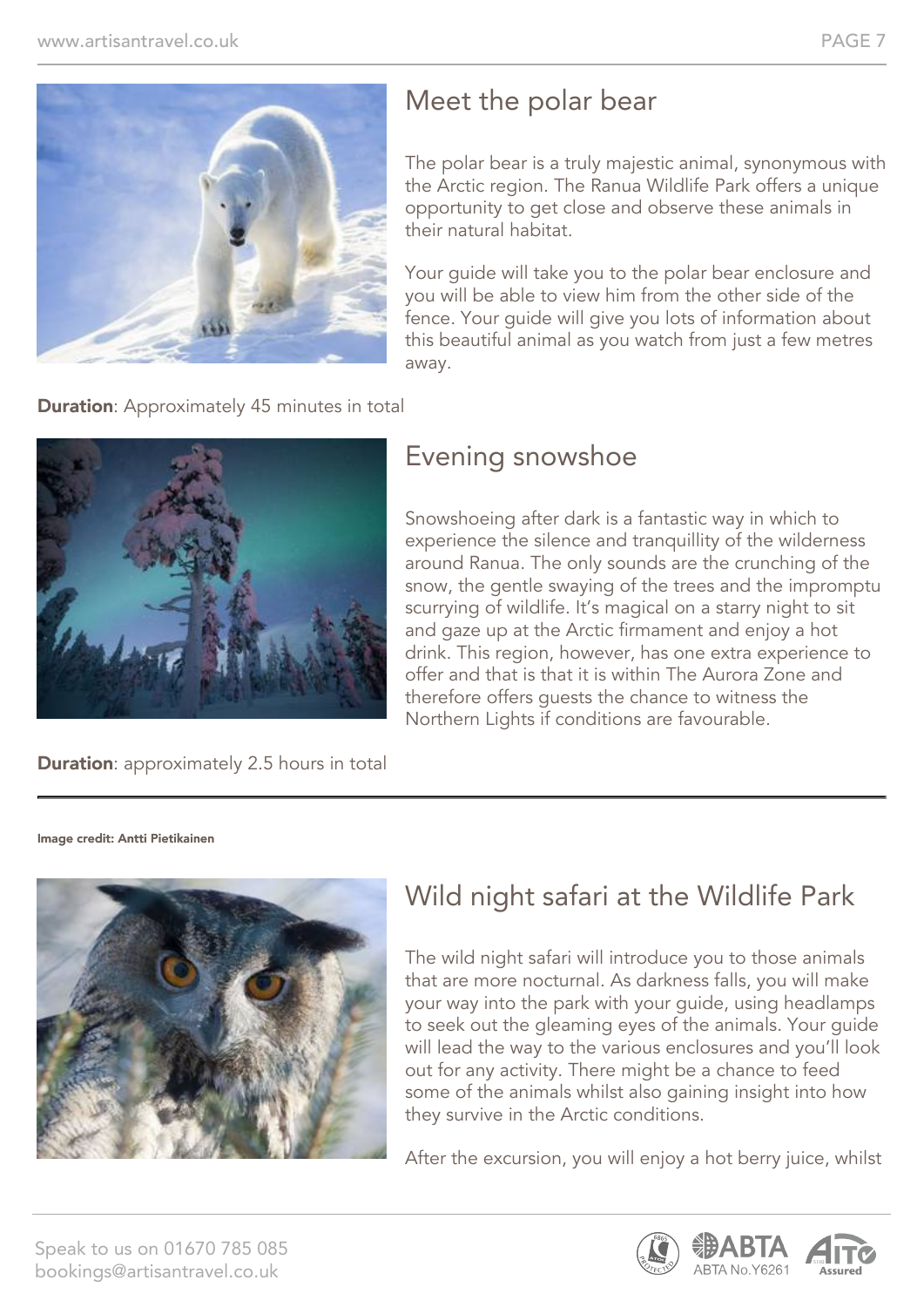## Meet the polar bear

The polar bear is a truly majestic animal, synonymous with the Arctic region. The Ranua Wildlife Park offers a unique opportunity to get close and observe these animals in their natural habitat.

Your guide will take you to the polar bear enclosure and you will be able to view him from the other side of the fence. Your guide will give you lots of information about this beautiful animal as you watch from just a few metres away.

**Duration**: Approximately 45 minutes in total

## Evening snowshoe

Snowshoeing after dark is a fantastic way in which to experience the silence and tranquillity of the wilderness around Ranua. The only sounds are the crunching of the snow, the gentle swaying of the trees and the impromptu scurrying of wildlife. It's magical on a starry night to sit and gaze up at the Arctic firmament and enjoy a hot drink. This region, however, has one extra experience to offer and that is that it is within The Aurora Zone and therefore offers guests the chance to witness the Northern Lights if conditions are favourable.

**Duration**: approximately 2.5 hours in total

**Image credit: Antti Pietikainen**

## Wild night safari at the Wildlife Park

The wild night safari will introduce you to those animals that are more nocturnal. As darkness falls, you will make your way into the park with your guide, using headlamps to seek out the gleaming eyes of the animals. Your guide will lead the way to the various enclosures and you'll look out for any activity. There might be a chance to feed some of the animals whilst also gaining insight into how they survive in the Arctic conditions.

After the excursion, you will enjoy a hot berry juice, whilst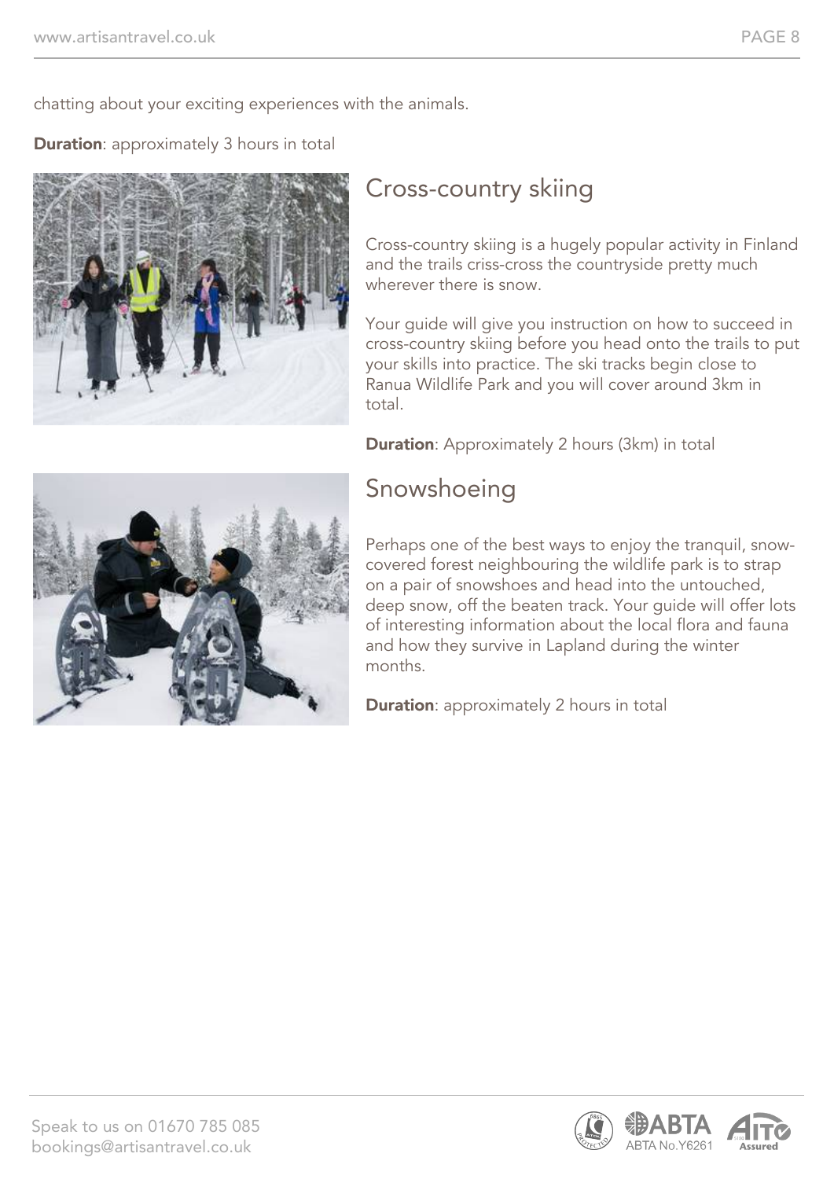chatting about your exciting experiences with the animals.

**Duration**: approximately 3 hours in total

## Cross-country skiing

Cross-country skiing is a hugely popular activity in Finland and the trails criss-cross the countryside pretty much wherever there is snow.

Your guide will give you instruction on how to succeed in cross-country skiing before you head onto the trails to put your skills into practice. The ski tracks begin close to Ranua Wildlife Park and you will cover around 3km in total.

**Duration**: Approximately 2 hours (3km) in total

## Snowshoeing

Perhaps one of the best ways to enjoy the tranquil, snow-covered forest neighbouring the wildlife park is to strap on a pair of snowshoes and head into the untouched, deep snow, off the beaten track. Your guide will offer lots of interesting information about the local flora and fauna and how they survive in Lapland during the winter months.

**Duration**: approximately 2 hours in total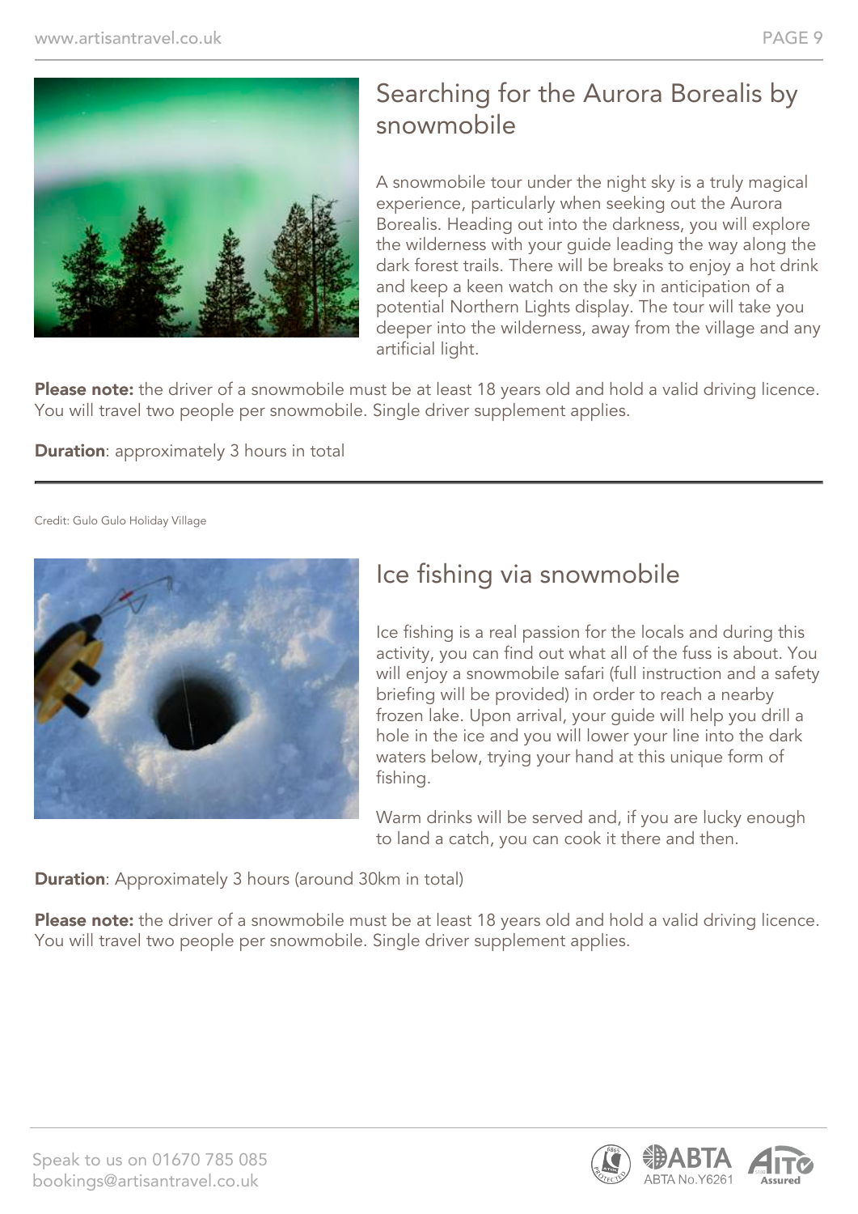## Searching for the Aurora Borealis by snowmobile

A snowmobile tour under the night sky is a truly magical experience, particularly when seeking out the Aurora Borealis. Heading out into the darkness, you will explore the wilderness with your guide leading the way along the dark forest trails. There will be breaks to enjoy a hot drink and keep a keen watch on the sky in anticipation of a potential Northern Lights display. The tour will take you deeper into the wilderness, away from the village and any artificial light.

**Please note:** the driver of a snowmobile must be at least 18 years old and hold a valid driving licence. You will travel two people per snowmobile. Single driver supplement applies.

**Duration**: approximately 3 hours in total

---

Credit: Gulo Gulo Holiday Village

## Ice fishing via snowmobile

Ice fishing is a real passion for the locals and during this activity, you can find out what all of the fuss is about. You will enjoy a snowmobile safari (full instruction and a safety briefing will be provided) in order to reach a nearby frozen lake. Upon arrival, your guide will help you drill a hole in the ice and you will lower your line into the dark waters below, trying your hand at this unique form of fishing.

Warm drinks will be served and, if you are lucky enough to land a catch, you can cook it there and then.

**Duration**: Approximately 3 hours (around 30km in total)

**Please note:** the driver of a snowmobile must be at least 18 years old and hold a valid driving licence. You will travel two people per snowmobile. Single driver supplement applies.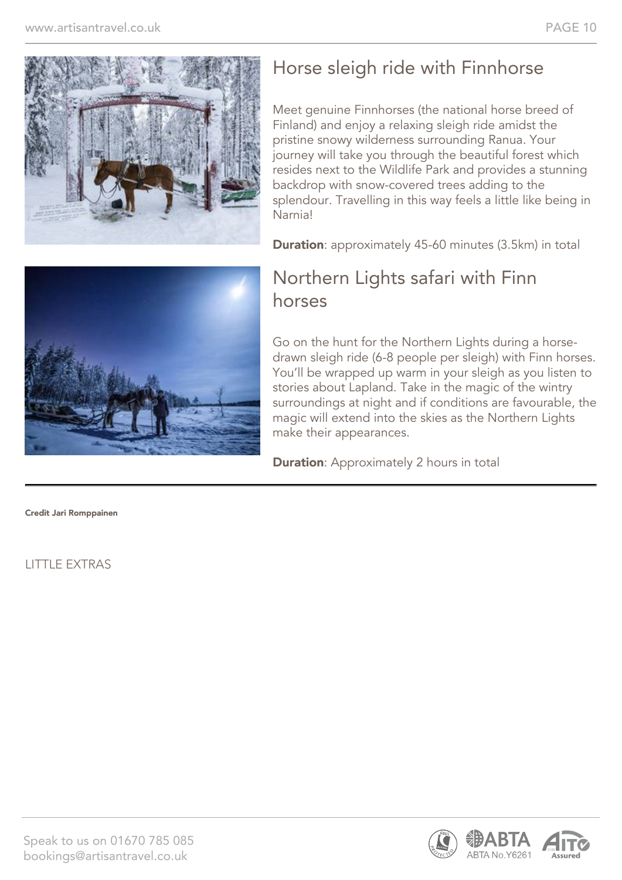## Horse sleigh ride with Finnhorse

Meet genuine Finnhorses (the national horse breed of Finland) and enjoy a relaxing sleigh ride amidst the pristine snowy wilderness surrounding Ranua. Your journey will take you through the beautiful forest which resides next to the Wildlife Park and provides a stunning backdrop with snow-covered trees adding to the splendour. Travelling in this way feels a little like being in Narnia!

**Duration**: approximately 45-60 minutes (3.5km) in total

## Northern Lights safari with Finn horses

Go on the hunt for the Northern Lights during a horse-drawn sleigh ride (6-8 people per sleigh) with Finn horses. You'll be wrapped up warm in your sleigh as you listen to stories about Lapland. Take in the magic of the wintry surroundings at night and if conditions are favourable, the magic will extend into the skies as the Northern Lights make their appearances.

**Duration**: Approximately 2 hours in total

**Credit Jari Romppainen**

LITTLE EXTRAS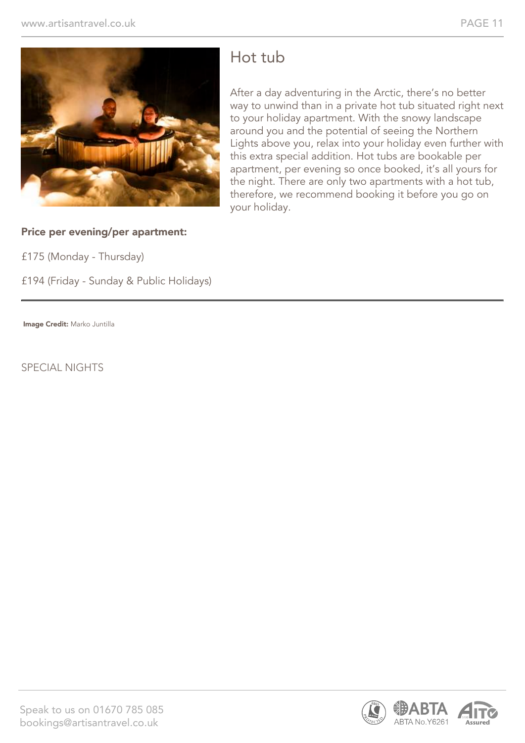# Hot tub

After a day adventuring in the Arctic, there's no better way to unwind than in a private hot tub situated right next to your holiday apartment. With the snowy landscape around you and the potential of seeing the Northern Lights above you, relax into your holiday even further with this extra special addition. Hot tubs are bookable per apartment, per evening so once booked, it's all yours for the night. There are only two apartments with a hot tub, therefore, we recommend booking it before you go on your holiday.

**Price per evening/per apartment:**

£175 (Monday - Thursday)

£194 (Friday - Sunday & Public Holidays)

**Image Credit:** Marko Juntilla

SPECIAL NIGHTS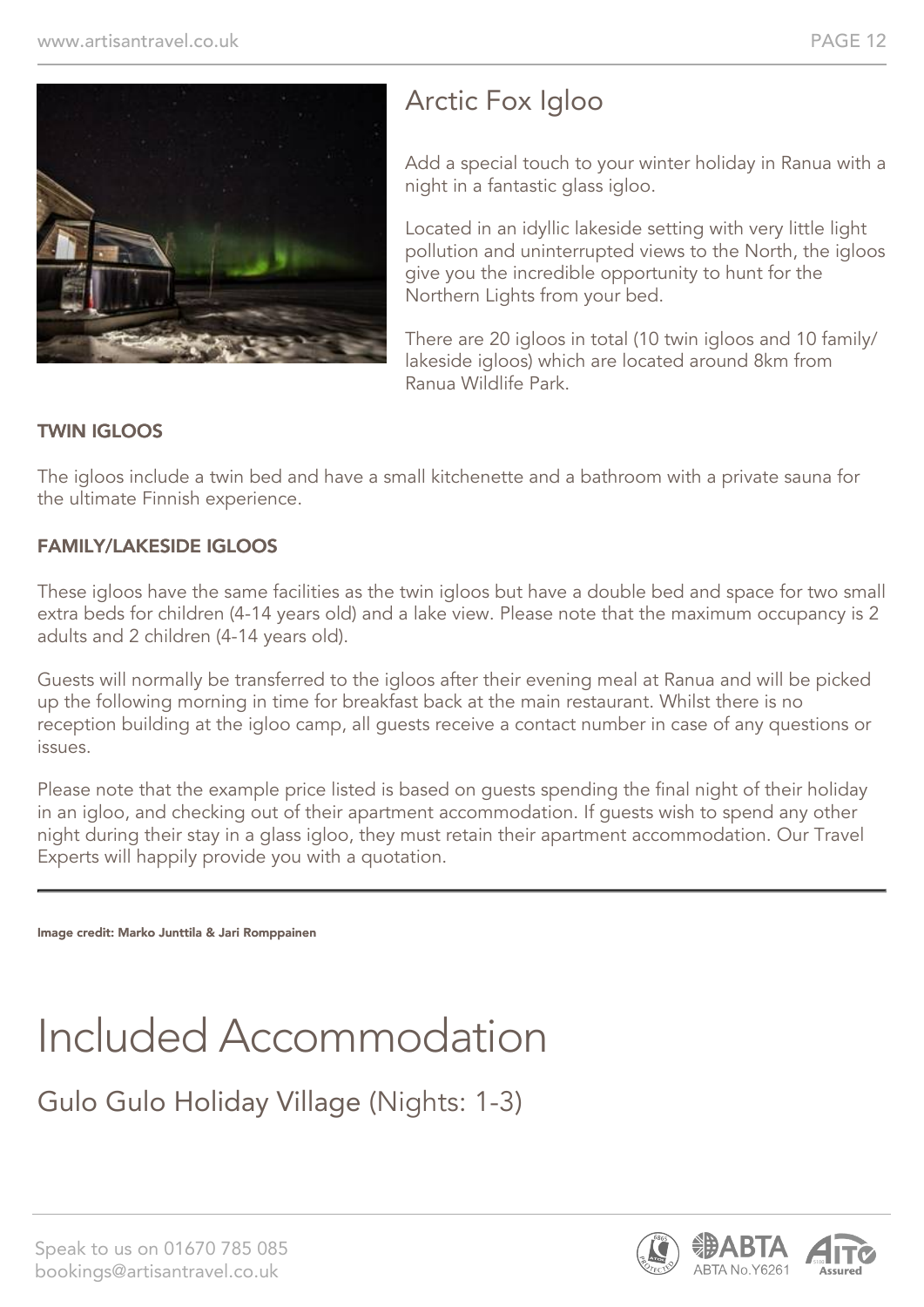## Arctic Fox Igloo

Add a special touch to your winter holiday in Ranua with a night in a fantastic glass igloo.

Located in an idyllic lakeside setting with very little light pollution and uninterrupted views to the North, the igloos give you the incredible opportunity to hunt for the Northern Lights from your bed.

There are 20 igloos in total (10 twin igloos and 10 family/lakeside igloos) which are located around 8km from Ranua Wildlife Park.

### TWIN IGLOOS

The igloos include a twin bed and have a small kitchenette and a bathroom with a private sauna for the ultimate Finnish experience.

### FAMILY/LAKESIDE IGLOOS

These igloos have the same facilities as the twin igloos but have a double bed and space for two small extra beds for children (4-14 years old) and a lake view. Please note that the maximum occupancy is 2 adults and 2 children (4-14 years old).

Guests will normally be transferred to the igloos after their evening meal at Ranua and will be picked up the following morning in time for breakfast back at the main restaurant. Whilst there is no reception building at the igloo camp, all guests receive a contact number in case of any questions or issues.

Please note that the example price listed is based on guests spending the final night of their holiday in an igloo, and checking out of their apartment accommodation. If guests wish to spend any other night during their stay in a glass igloo, they must retain their apartment accommodation. Our Travel Experts will happily provide you with a quotation.

---

**Image credit: Marko Junttila & Jari Romppainen**

# Included Accommodation

## Gulo Gulo Holiday Village (Nights: 1-3)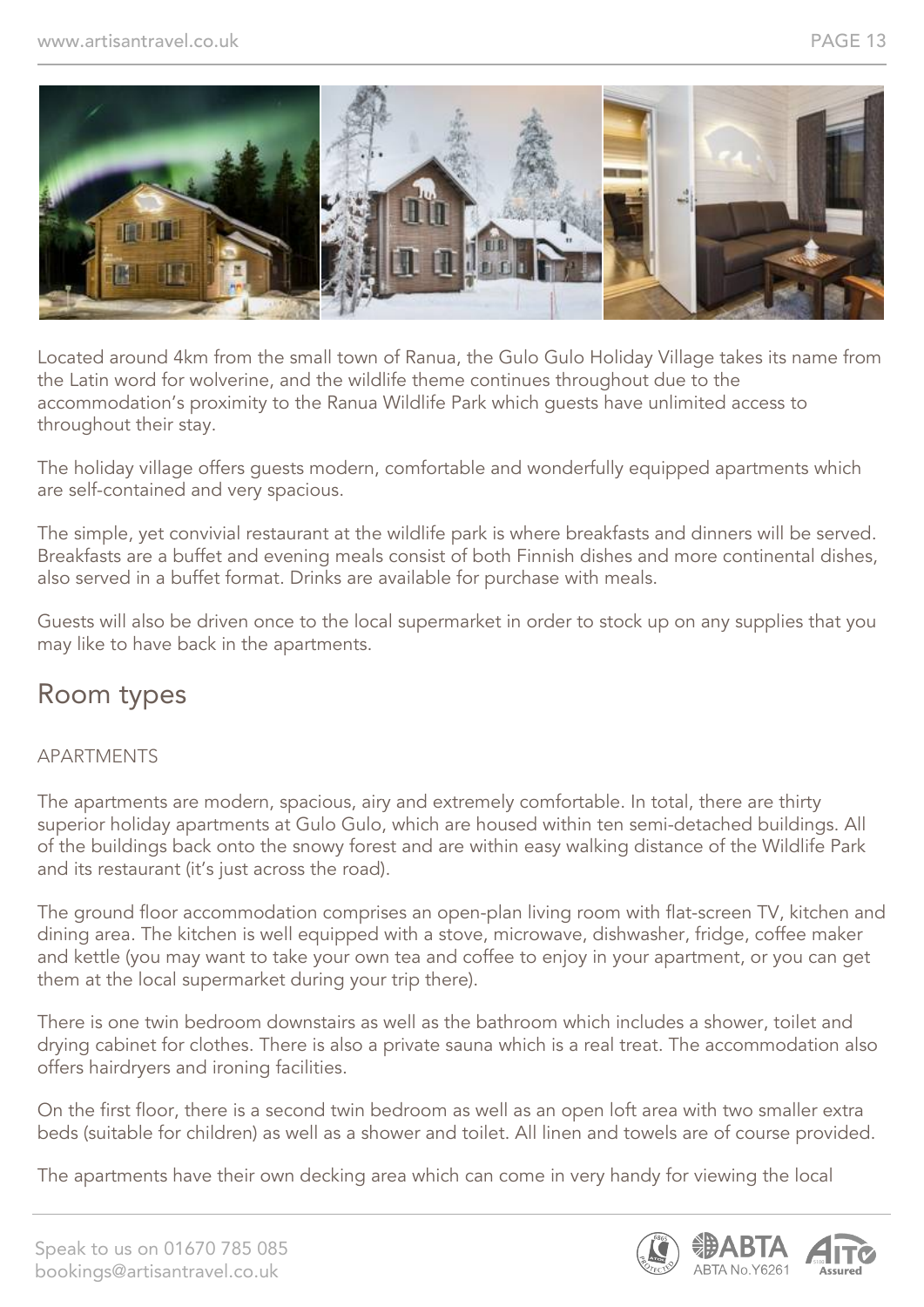Located around 4km from the small town of Ranua, the Gulo Gulo Holiday Village takes its name from the Latin word for wolverine, and the wildlife theme continues throughout due to the accommodation's proximity to the Ranua Wildlife Park which guests have unlimited access to throughout their stay.

The holiday village offers guests modern, comfortable and wonderfully equipped apartments which are self-contained and very spacious.

The simple, yet convivial restaurant at the wildlife park is where breakfasts and dinners will be served. Breakfasts are a buffet and evening meals consist of both Finnish dishes and more continental dishes, also served in a buffet format. Drinks are available for purchase with meals.

Guests will also be driven once to the local supermarket in order to stock up on any supplies that you may like to have back in the apartments.

## Room types

### APARTMENTS

The apartments are modern, spacious, airy and extremely comfortable. In total, there are thirty superior holiday apartments at Gulo Gulo, which are housed within ten semi-detached buildings. All of the buildings back onto the snowy forest and are within easy walking distance of the Wildlife Park and its restaurant (it's just across the road).

The ground floor accommodation comprises an open-plan living room with flat-screen TV, kitchen and dining area. The kitchen is well equipped with a stove, microwave, dishwasher, fridge, coffee maker and kettle (you may want to take your own tea and coffee to enjoy in your apartment, or you can get them at the local supermarket during your trip there).

There is one twin bedroom downstairs as well as the bathroom which includes a shower, toilet and drying cabinet for clothes. There is also a private sauna which is a real treat. The accommodation also offers hairdryers and ironing facilities.

On the first floor, there is a second twin bedroom as well as an open loft area with two smaller extra beds (suitable for children) as well as a shower and toilet. All linen and towels are of course provided.

The apartments have their own decking area which can come in very handy for viewing the local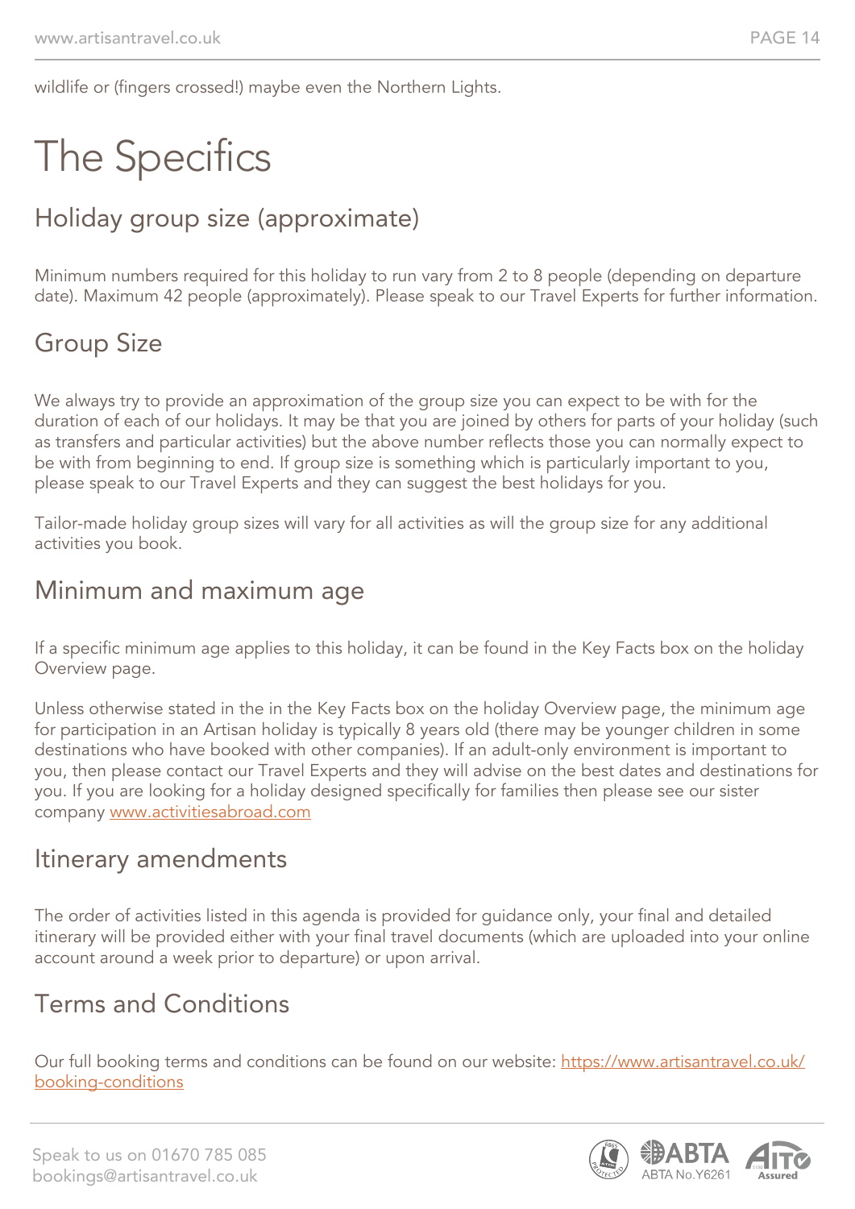wildlife or (fingers crossed!) maybe even the Northern Lights.

# The Specifics

## Holiday group size (approximate)

Minimum numbers required for this holiday to run vary from 2 to 8 people (depending on departure date). Maximum 42 people (approximately). Please speak to our Travel Experts for further information.

## Group Size

We always try to provide an approximation of the group size you can expect to be with for the duration of each of our holidays. It may be that you are joined by others for parts of your holiday (such as transfers and particular activities) but the above number reflects those you can normally expect to be with from beginning to end. If group size is something which is particularly important to you, please speak to our Travel Experts and they can suggest the best holidays for you.

Tailor-made holiday group sizes will vary for all activities as will the group size for any additional activities you book.

## Minimum and maximum age

If a specific minimum age applies to this holiday, it can be found in the Key Facts box on the holiday Overview page.

Unless otherwise stated in the in the Key Facts box on the holiday Overview page, the minimum age for participation in an Artisan holiday is typically 8 years old (there may be younger children in some destinations who have booked with other companies). If an adult-only environment is important to you, then please contact our Travel Experts and they will advise on the best dates and destinations for you. If you are looking for a holiday designed specifically for families then please see our sister company [www.activitiesabroad.com](www.activitiesabroad.com)

## Itinerary amendments

The order of activities listed in this agenda is provided for guidance only, your final and detailed itinerary will be provided either with your final travel documents (which are uploaded into your online account around a week prior to departure) or upon arrival.

## Terms and Conditions

Our full booking terms and conditions can be found on our website: [https://www.artisantravel.co.uk/booking-conditions](https://www.artisantravel.co.uk/booking-conditions)